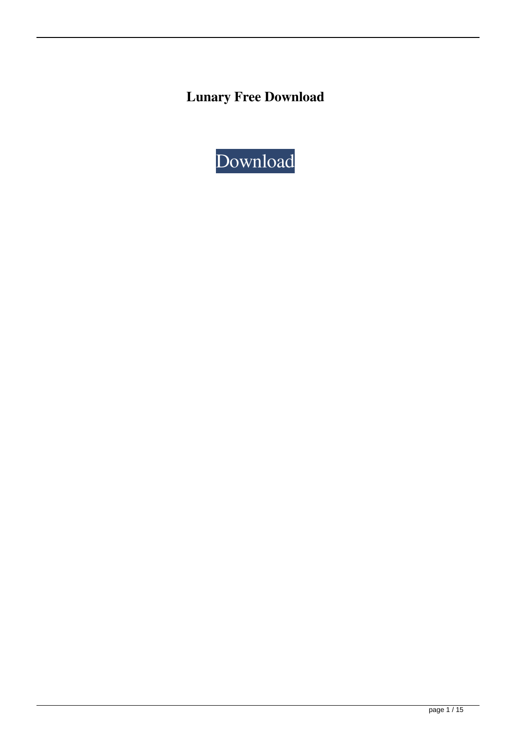**Lunary Free Download**

Download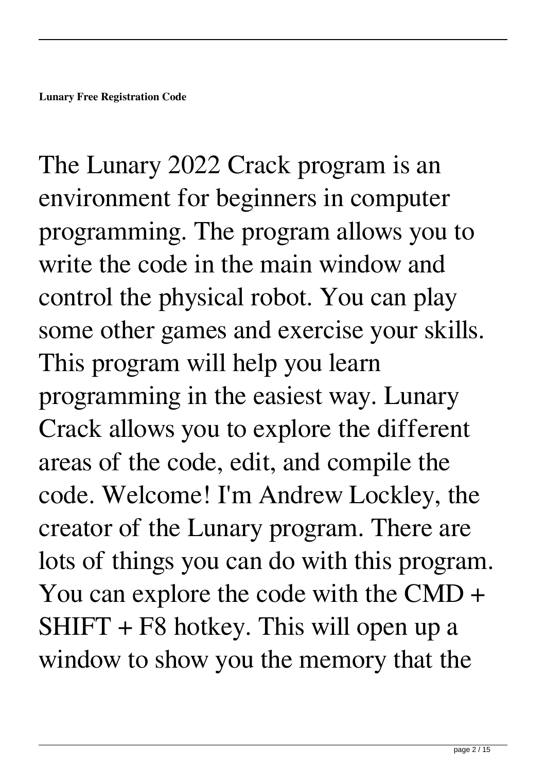**Lunary Free Registration Code**

The Lunary 2022 Crack program is an environment for beginners in computer programming. The program allows you to write the code in the main window and control the physical robot. You can play some other games and exercise your skills. This program will help you learn programming in the easiest way. Lunary Crack allows you to explore the different areas of the code, edit, and compile the code. Welcome! I'm Andrew Lockley, the creator of the Lunary program. There are lots of things you can do with this program. You can explore the code with the CMD + SHIFT + F8 hotkey. This will open up a window to show you the memory that the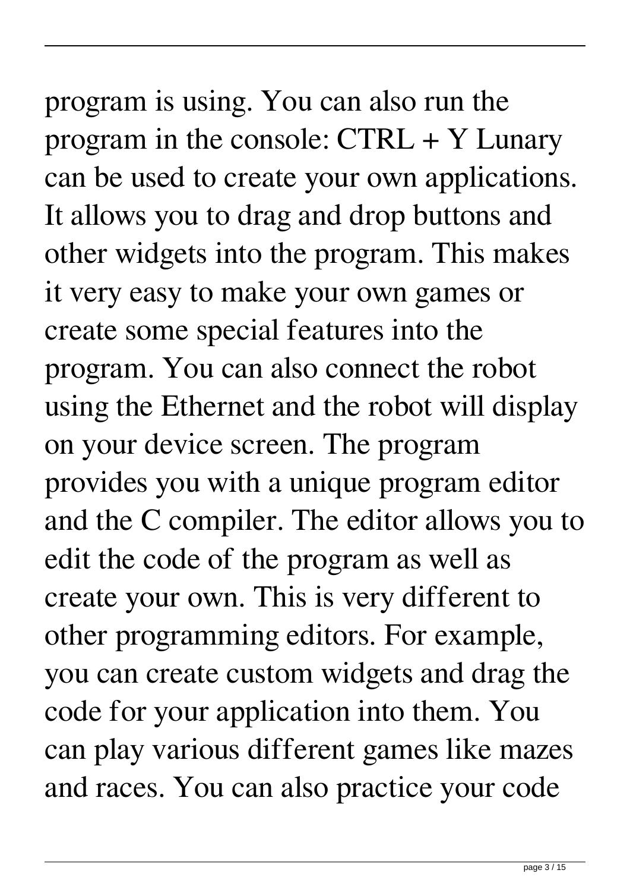program is using. You can also run the program in the console: CTRL + Y Lunary can be used to create your own applications. It allows you to drag and drop buttons and other widgets into the program. This makes it very easy to make your own games or create some special features into the program. You can also connect the robot using the Ethernet and the robot will display on your device screen. The program provides you with a unique program editor and the C compiler. The editor allows you to edit the code of the program as well as create your own. This is very different to other programming editors. For example, you can create custom widgets and drag the code for your application into them. You can play various different games like mazes and races. You can also practice your code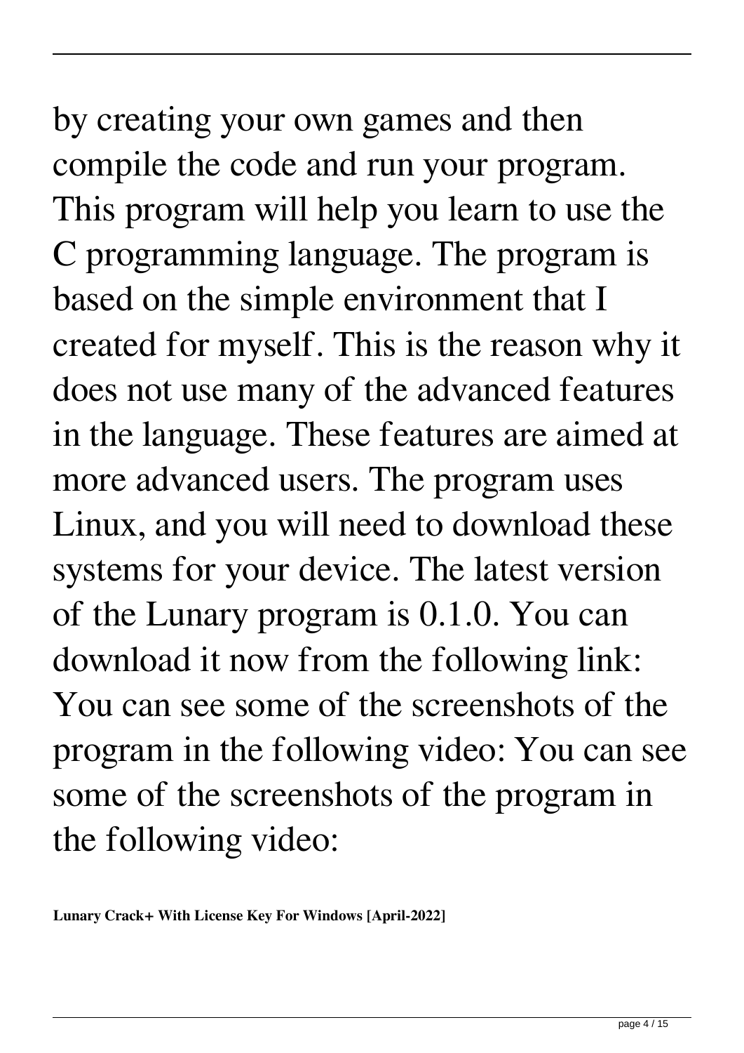by creating your own games and then compile the code and run your program. This program will help you learn to use the C programming language. The program is based on the simple environment that I created for myself. This is the reason why it does not use many of the advanced features in the language. These features are aimed at more advanced users. The program uses Linux, and you will need to download these systems for your device. The latest version of the Lunary program is 0.1.0. You can download it now from the following link: You can see some of the screenshots of the program in the following video: You can see some of the screenshots of the program in the following video:

**Lunary Crack+ With License Key For Windows [April-2022]**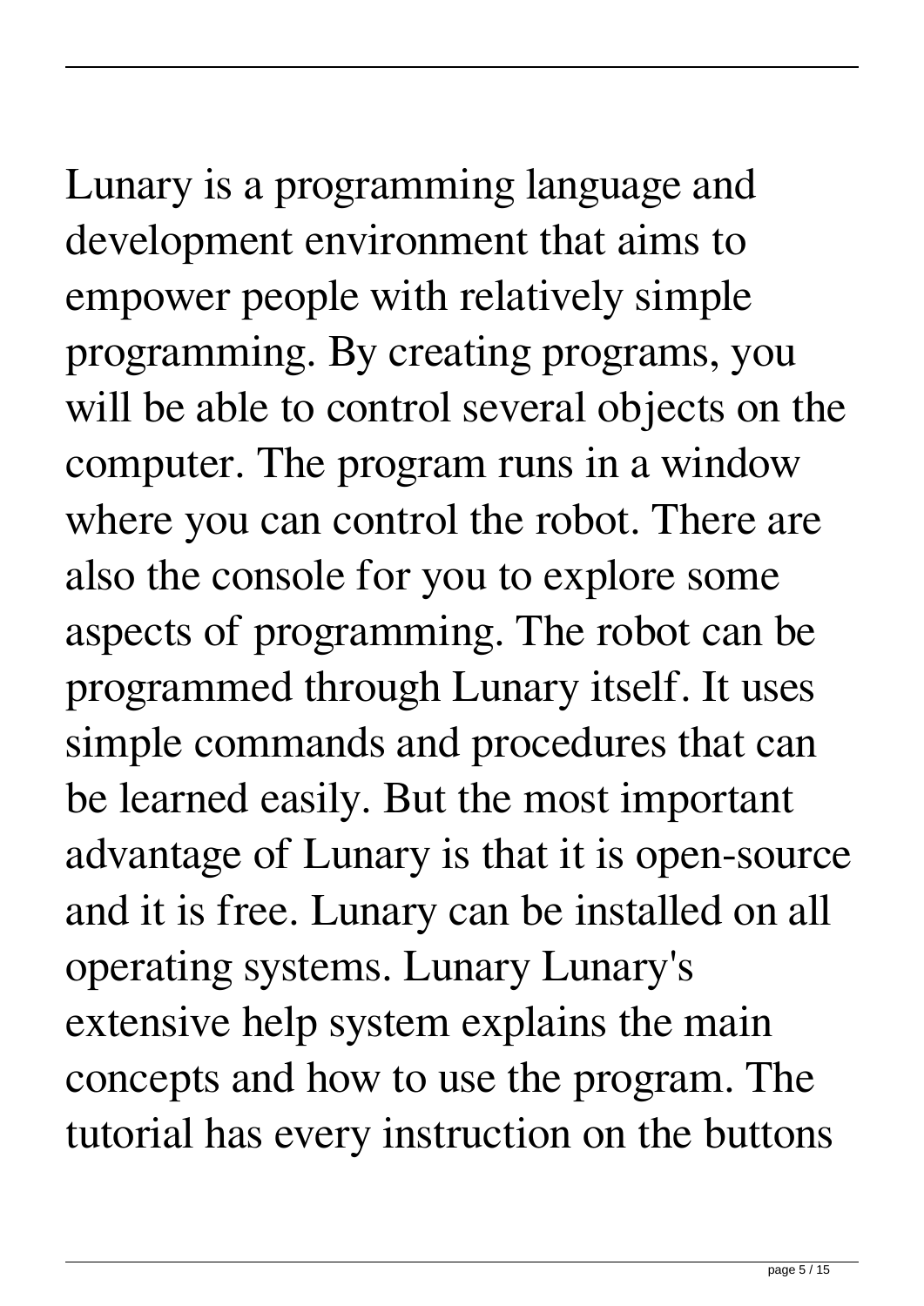Lunary is a programming language and development environment that aims to empower people with relatively simple programming. By creating programs, you will be able to control several objects on the computer. The program runs in a window where you can control the robot. There are also the console for you to explore some aspects of programming. The robot can be programmed through Lunary itself. It uses simple commands and procedures that can be learned easily. But the most important advantage of Lunary is that it is open-source and it is free. Lunary can be installed on all operating systems. Lunary Lunary's extensive help system explains the main concepts and how to use the program. The tutorial has every instruction on the buttons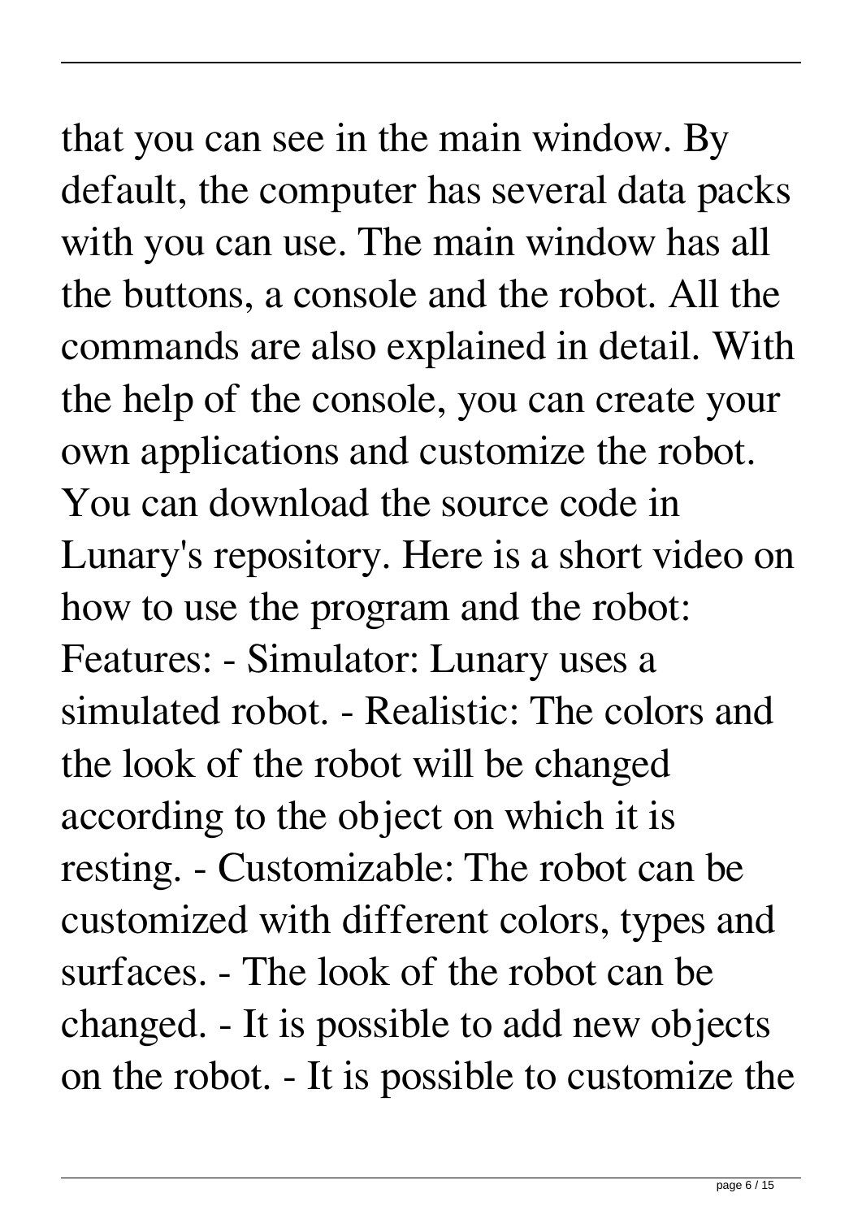that you can see in the main window. By default, the computer has several data packs with you can use. The main window has all the buttons, a console and the robot. All the commands are also explained in detail. With the help of the console, you can create your own applications and customize the robot. You can download the source code in Lunary's repository. Here is a short video on how to use the program and the robot: Features: - Simulator: Lunary uses a simulated robot. - Realistic: The colors and the look of the robot will be changed according to the object on which it is resting. - Customizable: The robot can be customized with different colors, types and surfaces. - The look of the robot can be changed. - It is possible to add new objects on the robot. - It is possible to customize the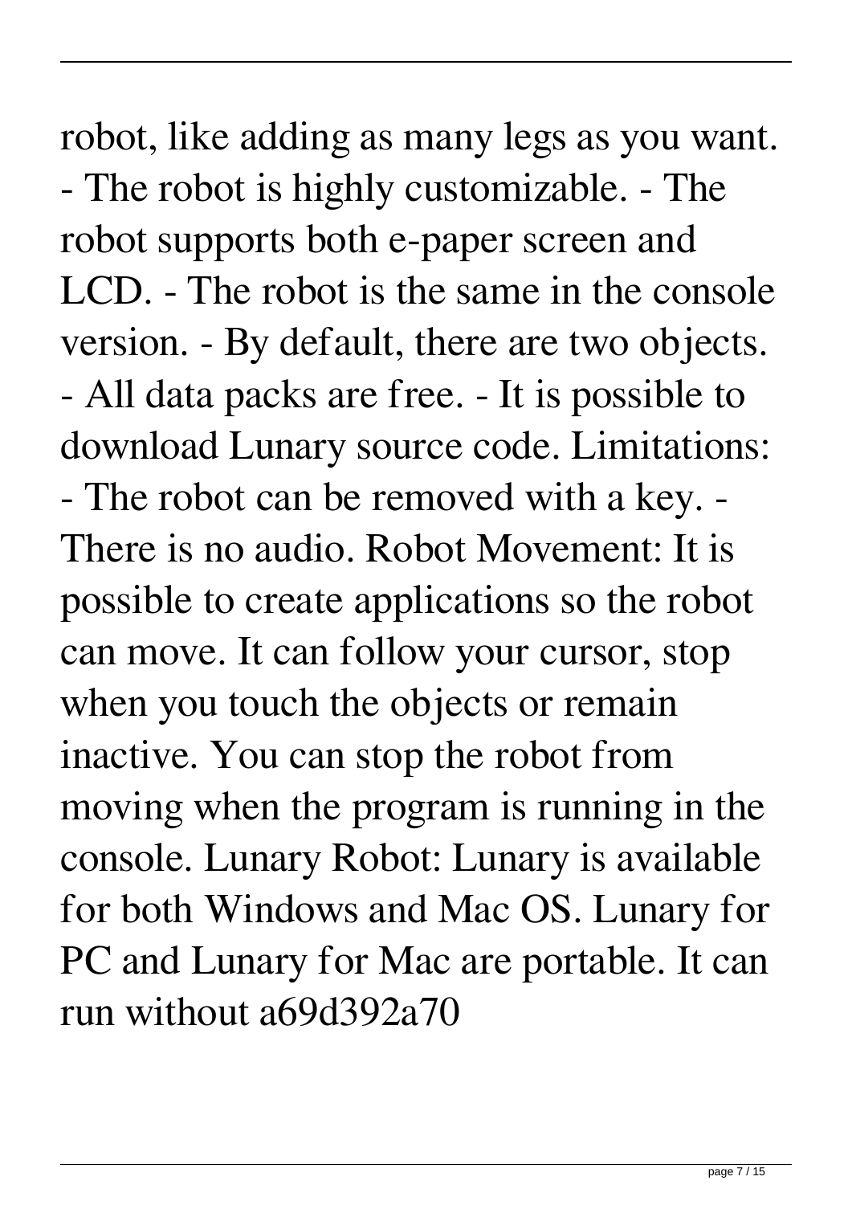robot, like adding as many legs as you want. - The robot is highly customizable. - The robot supports both e-paper screen and LCD. - The robot is the same in the console version. - By default, there are two objects. - All data packs are free. - It is possible to download Lunary source code. Limitations: - The robot can be removed with a key. - There is no audio. Robot Movement: It is possible to create applications so the robot can move. It can follow your cursor, stop when you touch the objects or remain inactive. You can stop the robot from moving when the program is running in the console. Lunary Robot: Lunary is available for both Windows and Mac OS. Lunary for PC and Lunary for Mac are portable. It can run without a69d392a70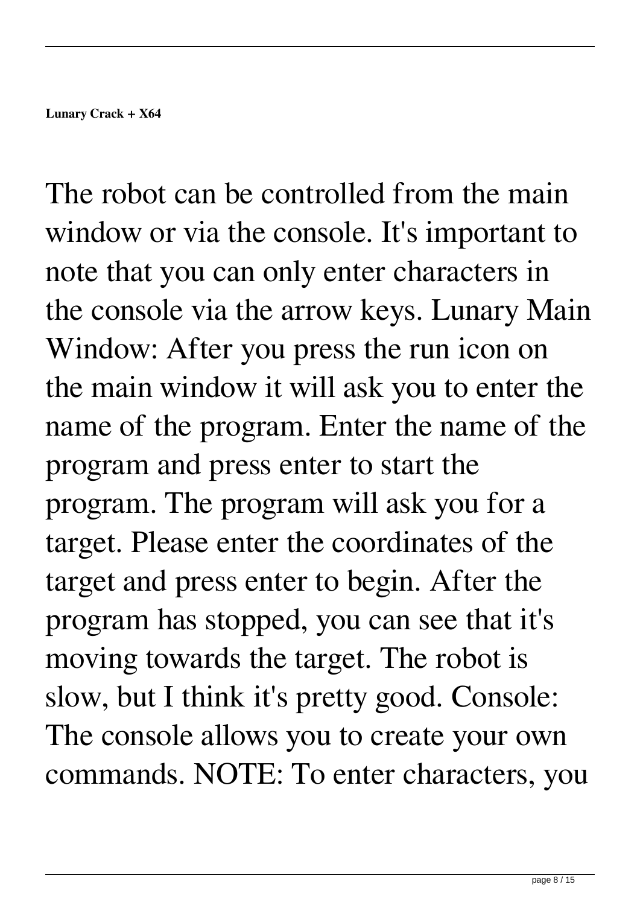**Lunary Crack + X64**

The robot can be controlled from the main window or via the console. It's important to note that you can only enter characters in the console via the arrow keys. Lunary Main Window: After you press the run icon on the main window it will ask you to enter the name of the program. Enter the name of the program and press enter to start the program. The program will ask you for a target. Please enter the coordinates of the target and press enter to begin. After the program has stopped, you can see that it's moving towards the target. The robot is slow, but I think it's pretty good. Console: The console allows you to create your own commands. NOTE: To enter characters, you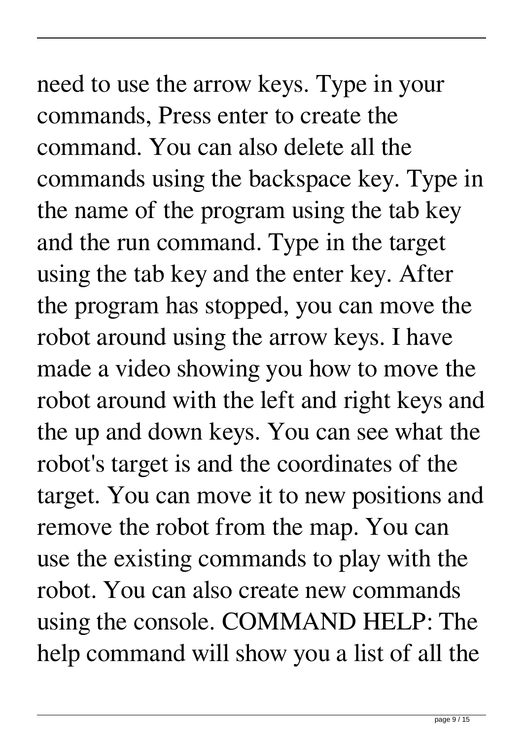need to use the arrow keys. Type in your commands, Press enter to create the command. You can also delete all the commands using the backspace key. Type in the name of the program using the tab key and the run command. Type in the target using the tab key and the enter key. After the program has stopped, you can move the robot around using the arrow keys. I have made a video showing you how to move the robot around with the left and right keys and the up and down keys. You can see what the robot's target is and the coordinates of the target. You can move it to new positions and remove the robot from the map. You can use the existing commands to play with the robot. You can also create new commands using the console. COMMAND HELP: The help command will show you a list of all the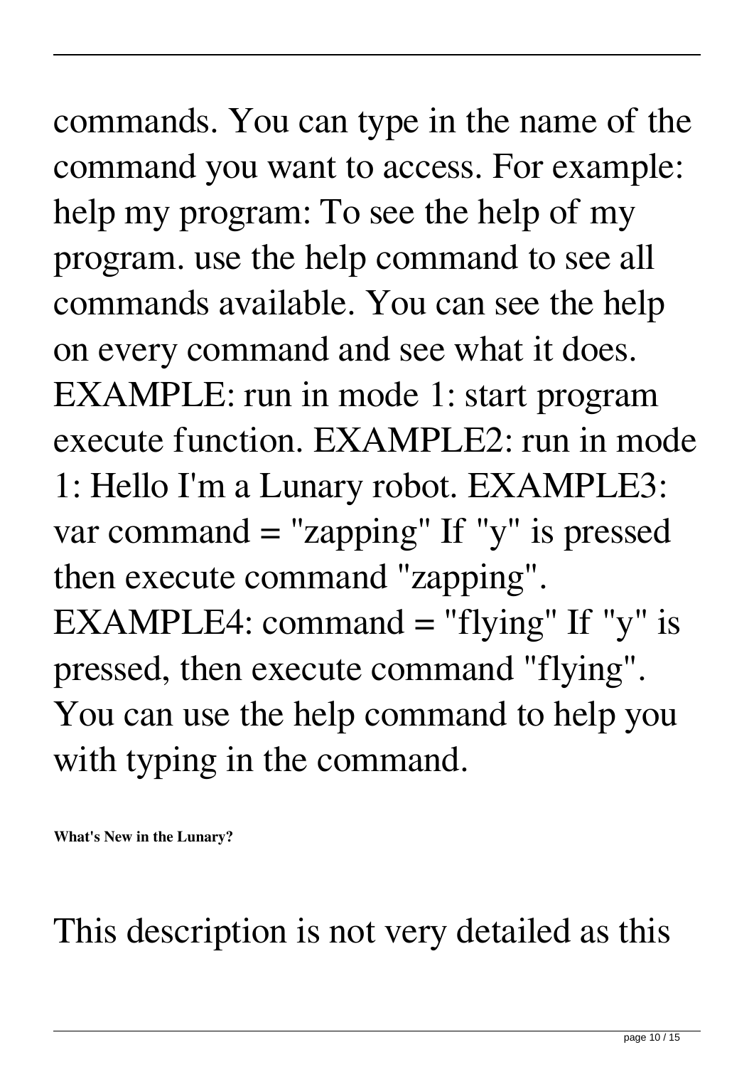commands. You can type in the name of the command you want to access. For example: help my program: To see the help of my program. use the help command to see all commands available. You can see the help on every command and see what it does. EXAMPLE: run in mode 1: start program execute function. EXAMPLE2: run in mode 1: Hello I'm a Lunary robot. EXAMPLE3: var command = "zapping" If "y" is pressed then execute command "zapping". EXAMPLE4: command = "flying" If "y" is pressed, then execute command "flying". You can use the help command to help you with typing in the command.

**What's New in the Lunary?**

This description is not very detailed as this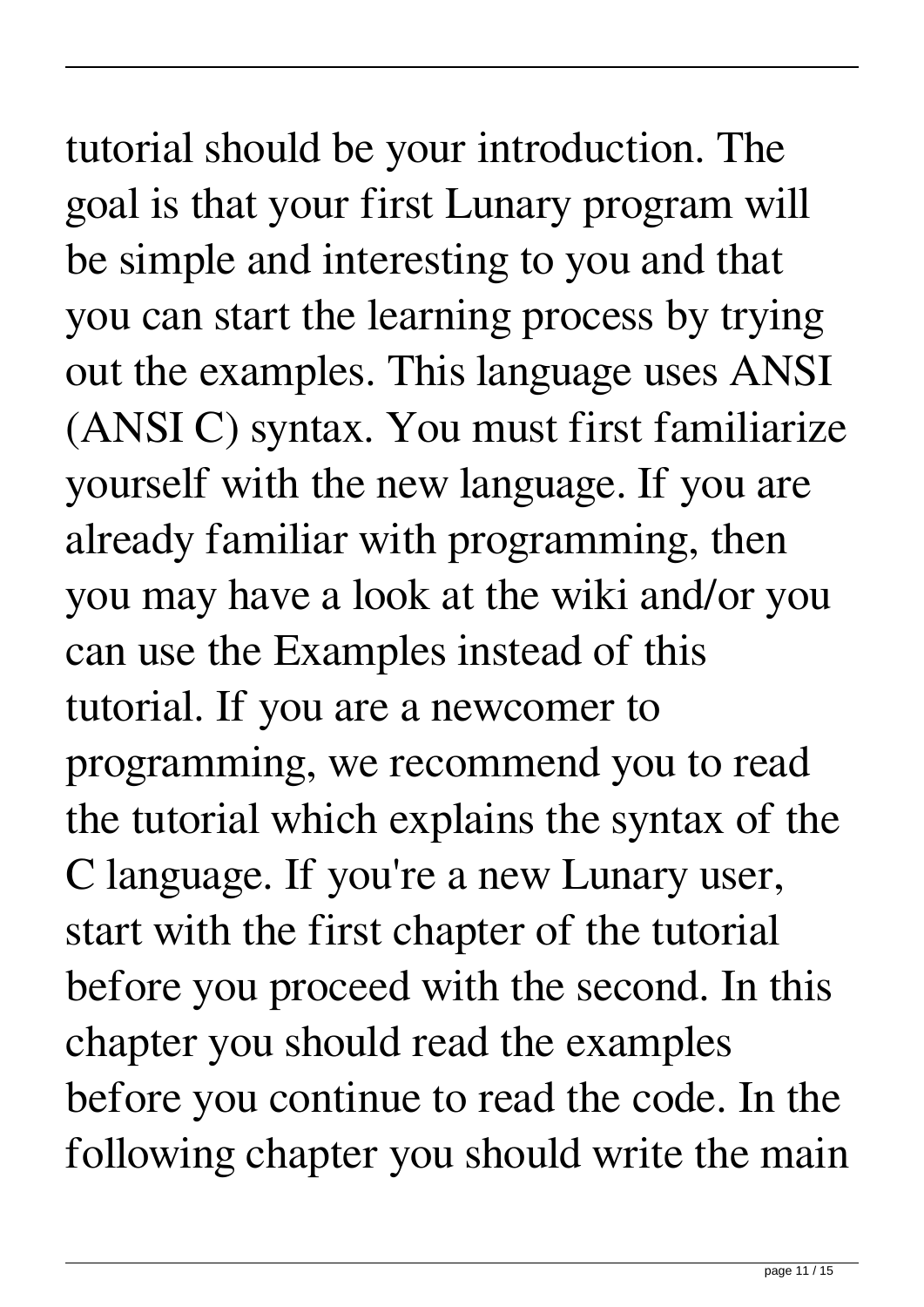tutorial should be your introduction. The goal is that your first Lunary program will be simple and interesting to you and that you can start the learning process by trying out the examples. This language uses ANSI (ANSI C) syntax. You must first familiarize yourself with the new language. If you are already familiar with programming, then you may have a look at the wiki and/or you can use the Examples instead of this tutorial. If you are a newcomer to programming, we recommend you to read the tutorial which explains the syntax of the C language. If you're a new Lunary user, start with the first chapter of the tutorial before you proceed with the second. In this chapter you should read the examples before you continue to read the code. In the following chapter you should write the main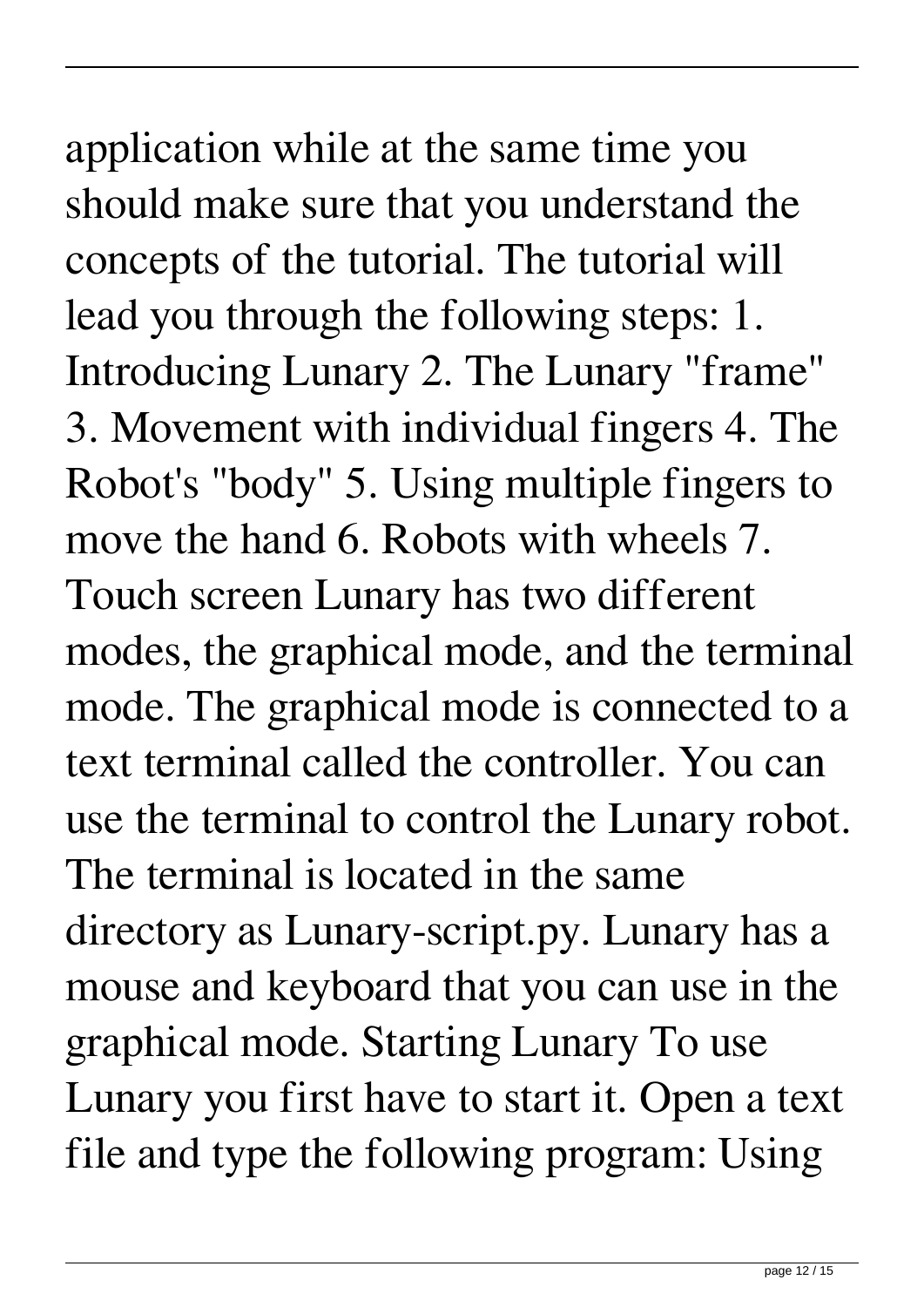application while at the same time you should make sure that you understand the concepts of the tutorial. The tutorial will lead you through the following steps: 1. Introducing Lunary 2. The Lunary "frame" 3. Movement with individual fingers 4. The Robot's "body" 5. Using multiple fingers to move the hand 6. Robots with wheels 7. Touch screen Lunary has two different modes, the graphical mode, and the terminal mode. The graphical mode is connected to a text terminal called the controller. You can use the terminal to control the Lunary robot. The terminal is located in the same directory as Lunary-script.py. Lunary has a mouse and keyboard that you can use in the graphical mode. Starting Lunary To use Lunary you first have to start it. Open a text file and type the following program: Using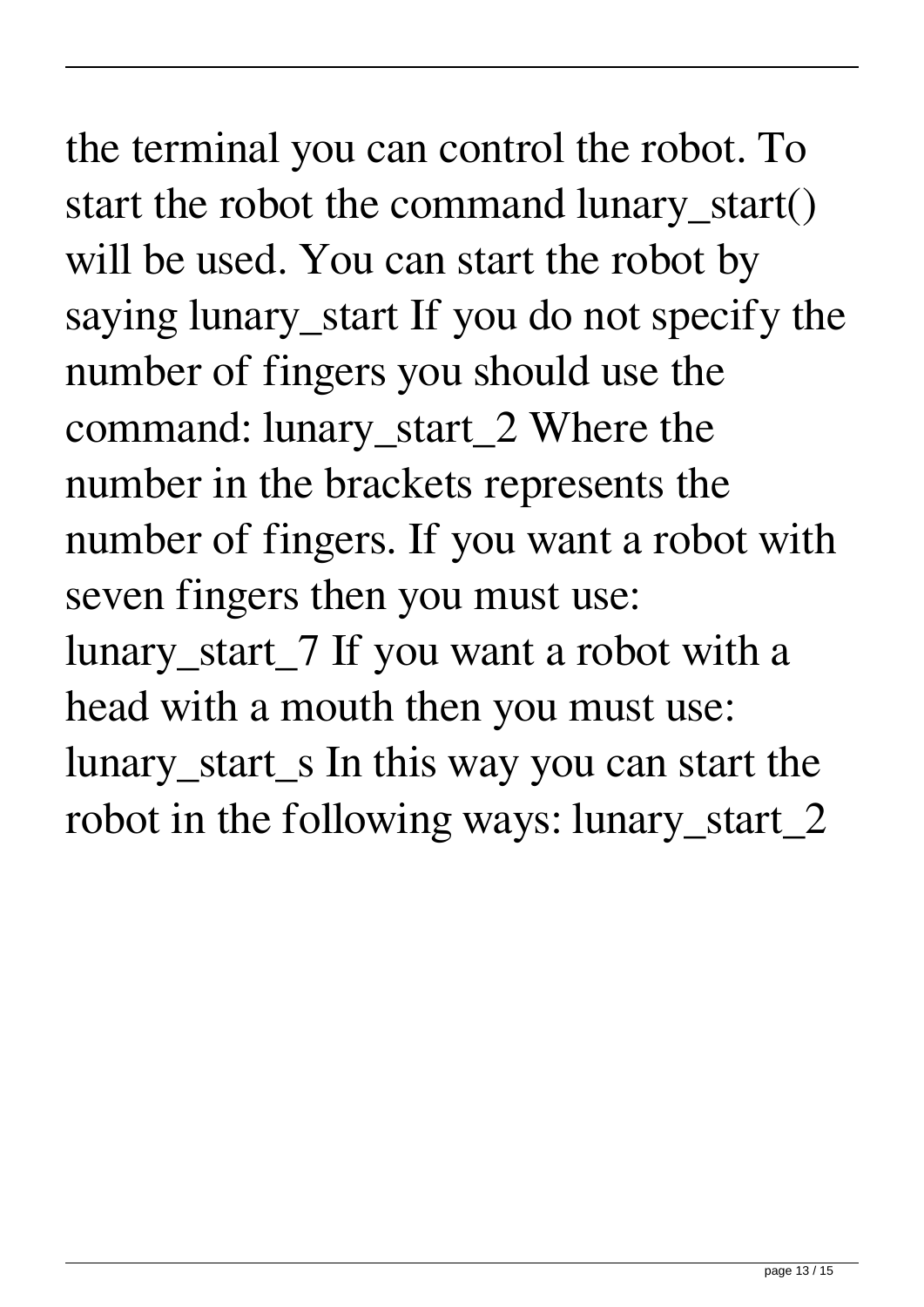the terminal you can control the robot. To start the robot the command lunary_start() will be used. You can start the robot by saying lunary_start If you do not specify the number of fingers you should use the command: lunary_start_2 Where the number in the brackets represents the number of fingers. If you want a robot with seven fingers then you must use: lunary_start_7 If you want a robot with a head with a mouth then you must use: lunary_start_s In this way you can start the robot in the following ways: lunary_start_2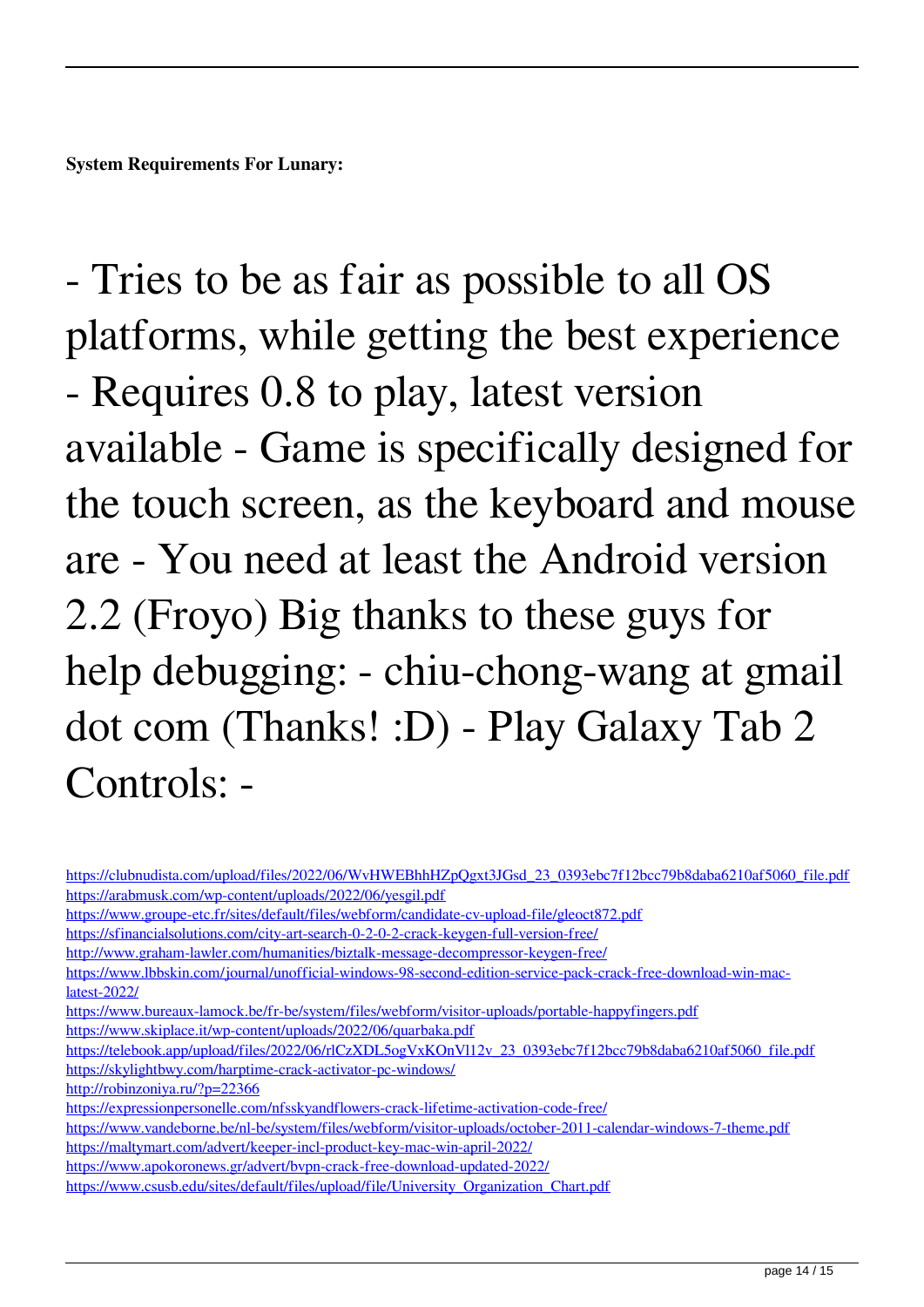**System Requirements For Lunary:**

- Tries to be as fair as possible to all OS platforms, while getting the best experience - Requires 0.8 to play, latest version available - Game is specifically designed for the touch screen, as the keyboard and mouse are - You need at least the Android version 2.2 (Froyo) Big thanks to these guys for help debugging: - chiu-chong-wang at gmail dot com (Thanks! :D) - Play Galaxy Tab 2 Controls: -

https://clubnudista.com/upload/files/2022/06/WvHWEBhhHZpQgxt3JGsd_23_0393ebc7f12bcc79b8daba6210af5060_file.pdf
https://arabmusk.com/wp-content/uploads/2022/06/yesgil.pdf
https://www.groupe-etc.fr/sites/default/files/webform/candidate-cv-upload-file/gleoct872.pdf
https://sfinancialsolutions.com/city-art-search-0-2-0-2-crack-keygen-full-version-free/
http://www.graham-lawler.com/humanities/biztalk-message-decompressor-keygen-free/
https://www.lbbskin.com/journal/unofficial-windows-98-second-edition-service-pack-crack-free-download-win-mac-latest-2022/
https://www.bureaux-lamock.be/fr-be/system/files/webform/visitor-uploads/portable-happyfingers.pdf
https://www.skiplace.it/wp-content/uploads/2022/06/quarbaka.pdf
https://telebook.app/upload/files/2022/06/rlCzXDL5ogVxKOnVl12v_23_0393ebc7f12bcc79b8daba6210af5060_file.pdf
https://skylightbwy.com/harptime-crack-activator-pc-windows/
http://robinzoniya.ru/?p=22366
https://expressionpersonelle.com/nfsskyandflowers-crack-lifetime-activation-code-free/
https://www.vandeborne.be/nl-be/system/files/webform/visitor-uploads/october-2011-calendar-windows-7-theme.pdf
https://maltymart.com/advert/keeper-incl-product-key-mac-win-april-2022/
https://www.apokoronews.gr/advert/bvpn-crack-free-download-updated-2022/
https://www.csusb.edu/sites/default/files/upload/file/University_Organization_Chart.pdf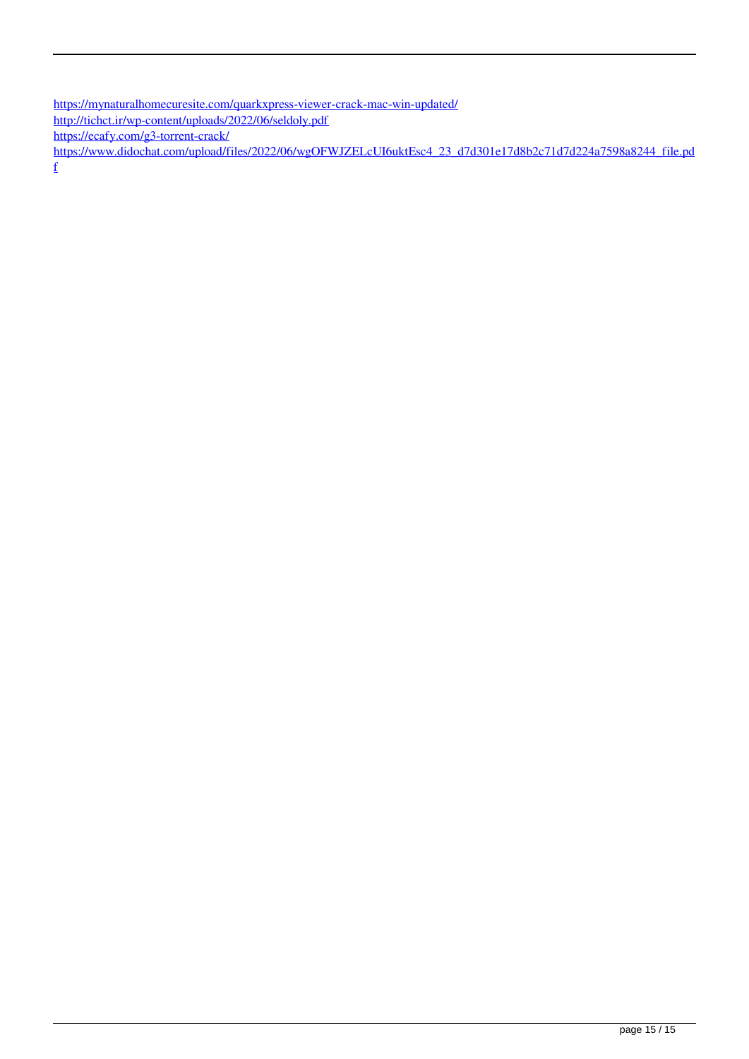https://mynaturalhomecuresite.com/quarkxpress-viewer-crack-mac-win-updated/
http://tichct.ir/wp-content/uploads/2022/06/seldoly.pdf
https://ecafy.com/g3-torrent-crack/
https://www.didochat.com/upload/files/2022/06/wgOFWJZELcUI6uktEsc4_23_d7d301e17d8b2c71d7d224a7598a8244_file.pdf